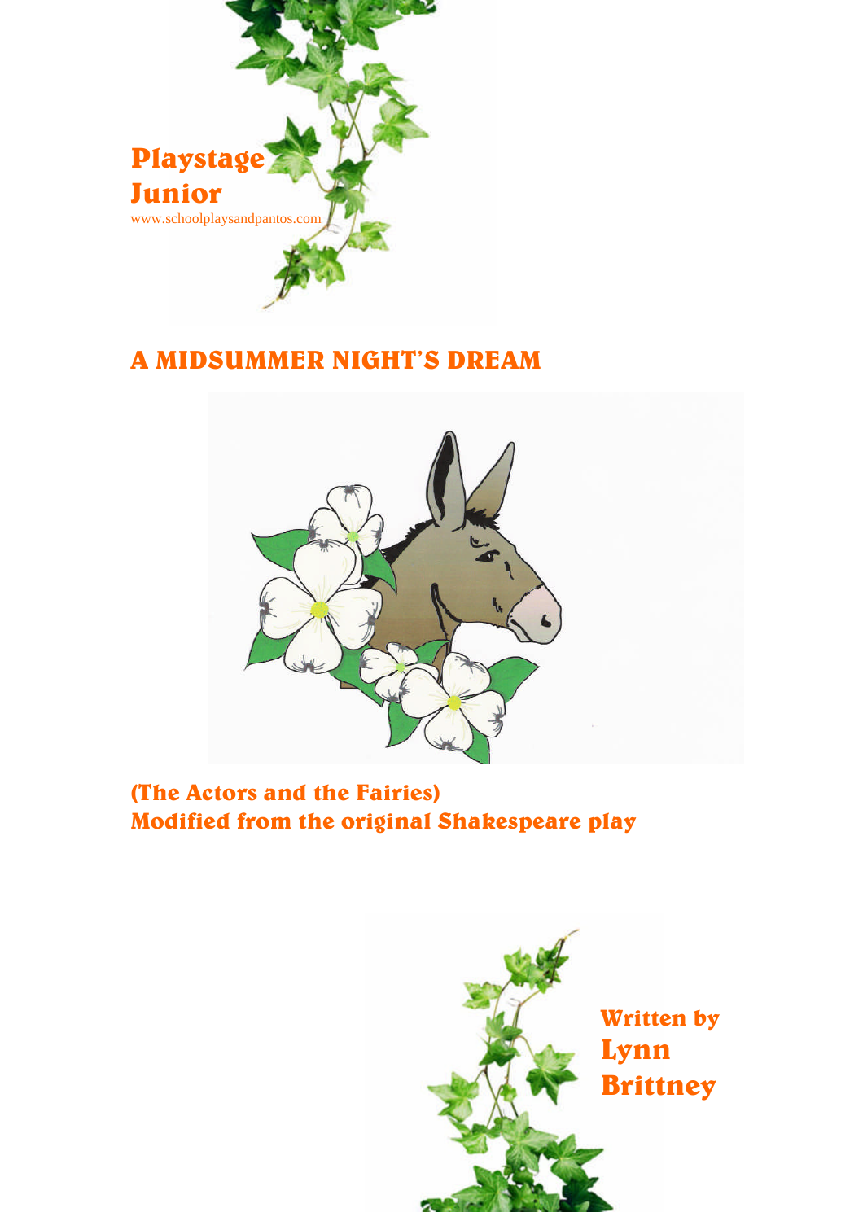**Playstage Junior**

www.schoolplaysandpantos.com

# A MIDSUMMER NIGHT'S DREAM

**(The Actors and the Fairies)**
**Modified from the original Shakespeare play**

**Written by**
**Lynn Brittney**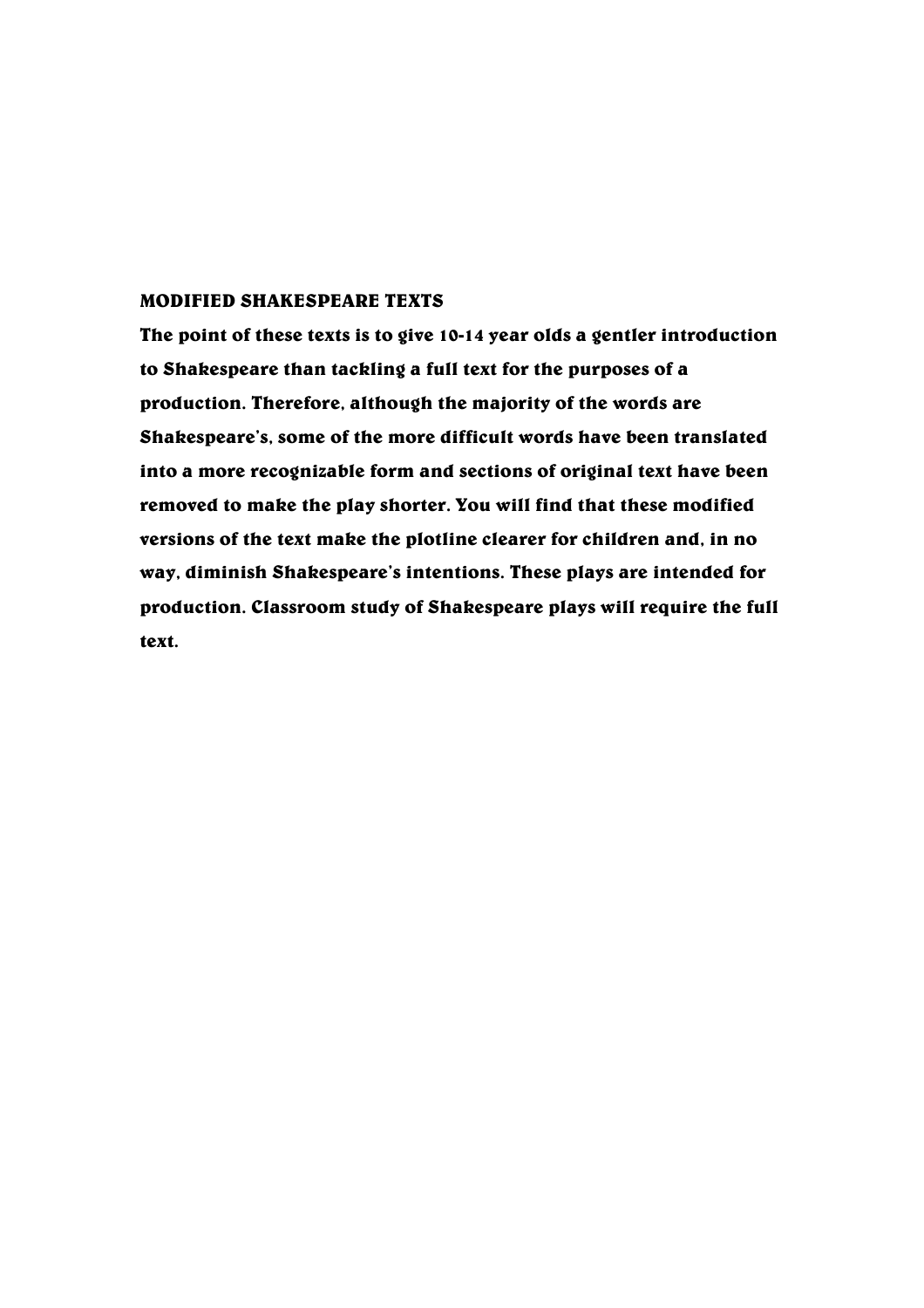## MODIFIED SHAKESPEARE TEXTS

**The point of these texts is to give 10-14 year olds a gentler introduction to Shakespeare than tackling a full text for the purposes of a production. Therefore, although the majority of the words are Shakespeare's, some of the more difficult words have been translated into a more recognizable form and sections of original text have been removed to make the play shorter. You will find that these modified versions of the text make the plotline clearer for children and, in no way, diminish Shakespeare's intentions. These plays are intended for production. Classroom study of Shakespeare plays will require the full text.**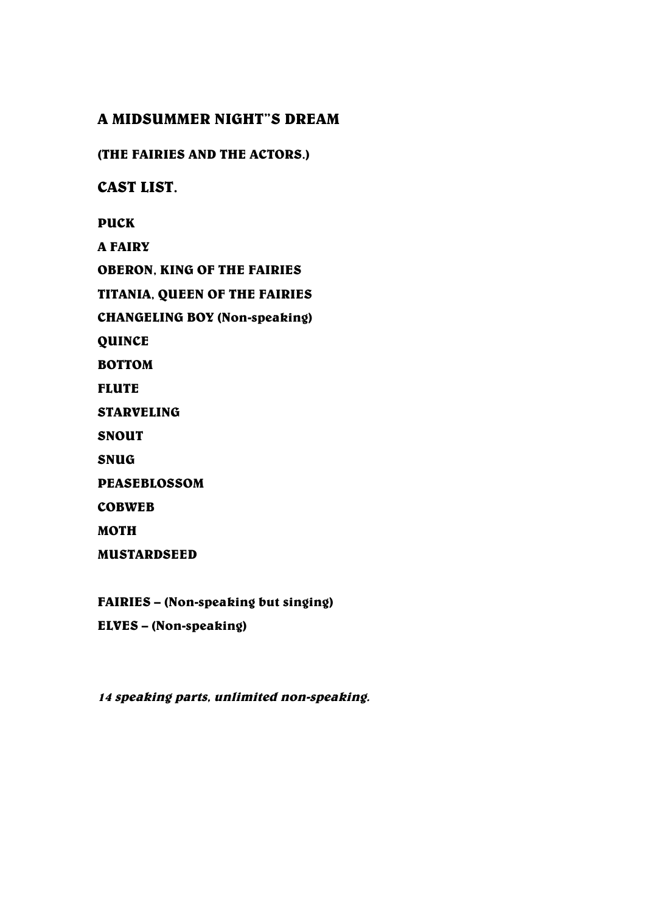## A MIDSUMMER NIGHT"S DREAM

**(THE FAIRIES AND THE ACTORS.)**

## CAST LIST.

**PUCK**

**A FAIRY**

**OBERON, KING OF THE FAIRIES**

**TITANIA, QUEEN OF THE FAIRIES**

**CHANGELING BOY (Non-speaking)**

**QUINCE**

**BOTTOM**

**FLUTE**

**STARVELING**

**SNOUT**

**SNUG**

**PEASEBLOSSOM**

**COBWEB**

**MOTH**

**MUSTARDSEED**

**FAIRIES – (Non-speaking but singing)**

**ELVES – (Non-speaking)**

***14 speaking parts, unlimited non-speaking.***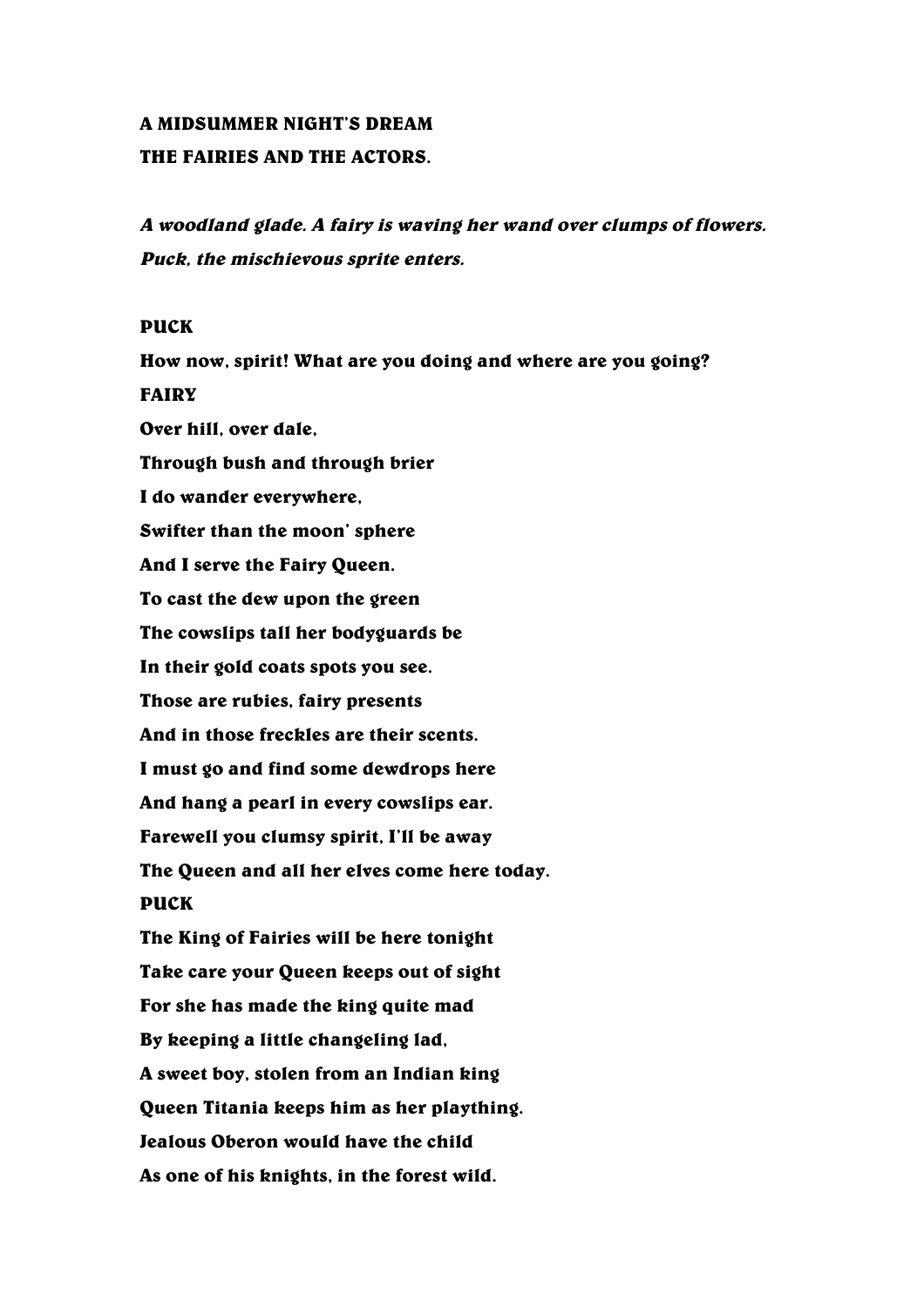**A MIDSUMMER NIGHT'S DREAM**
**THE FAIRIES AND THE ACTORS.**

***A woodland glade. A fairy is waving her wand over clumps of flowers. Puck, the mischievous sprite enters.***

**PUCK**
**How now, spirit! What are you doing and where are you going?**
**FAIRY**
**Over hill, over dale,**
**Through bush and through brier**
**I do wander everywhere,**
**Swifter than the moon' sphere**
**And I serve the Fairy Queen.**
**To cast the dew upon the green**
**The cowslips tall her bodyguards be**
**In their gold coats spots you see.**
**Those are rubies, fairy presents**
**And in those freckles are their scents.**
**I must go and find some dewdrops here**
**And hang a pearl in every cowslips ear.**
**Farewell you clumsy spirit, I'll be away**
**The Queen and all her elves come here today.**
**PUCK**
**The King of Fairies will be here tonight**
**Take care your Queen keeps out of sight**
**For she has made the king quite mad**
**By keeping a little changeling lad,**
**A sweet boy, stolen from an Indian king**
**Queen Titania keeps him as her plaything.**
**Jealous Oberon would have the child**
**As one of his knights, in the forest wild.**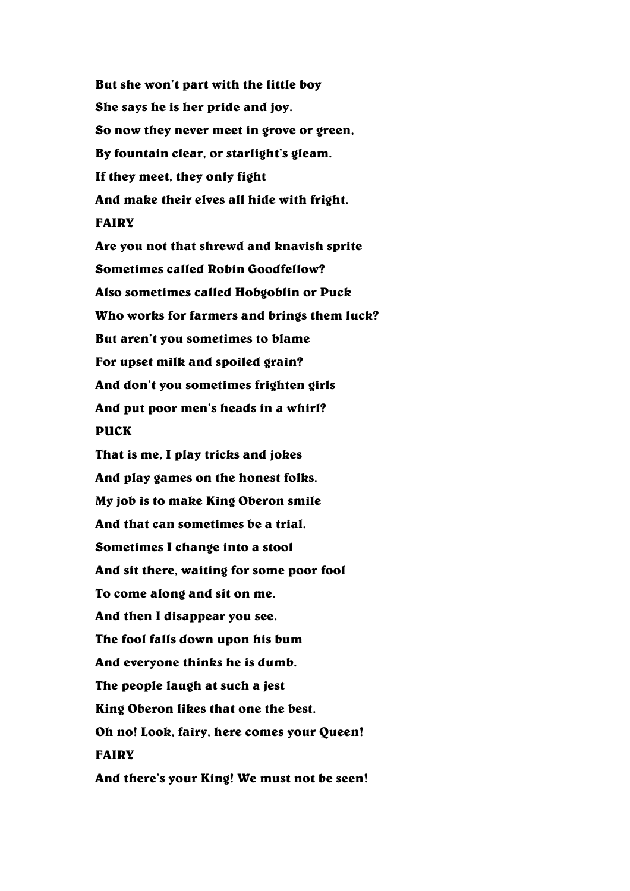**But she won't part with the little boy**

**She says he is her pride and joy.**

**So now they never meet in grove or green,**

**By fountain clear, or starlight's gleam.**

**If they meet, they only fight**

**And make their elves all hide with fright.**

**FAIRY**

**Are you not that shrewd and knavish sprite**

**Sometimes called Robin Goodfellow?**

**Also sometimes called Hobgoblin or Puck**

**Who works for farmers and brings them luck?**

**But aren't you sometimes to blame**

**For upset milk and spoiled grain?**

**And don't you sometimes frighten girls**

**And put poor men's heads in a whirl?**

**PUCK**

**That is me, I play tricks and jokes**

**And play games on the honest folks.**

**My job is to make King Oberon smile**

**And that can sometimes be a trial.**

**Sometimes I change into a stool**

**And sit there, waiting for some poor fool**

**To come along and sit on me.**

**And then I disappear you see.**

**The fool falls down upon his bum**

**And everyone thinks he is dumb.**

**The people laugh at such a jest**

**King Oberon likes that one the best.**

**Oh no! Look, fairy, here comes your Queen!**

**FAIRY**

**And there's your King! We must not be seen!**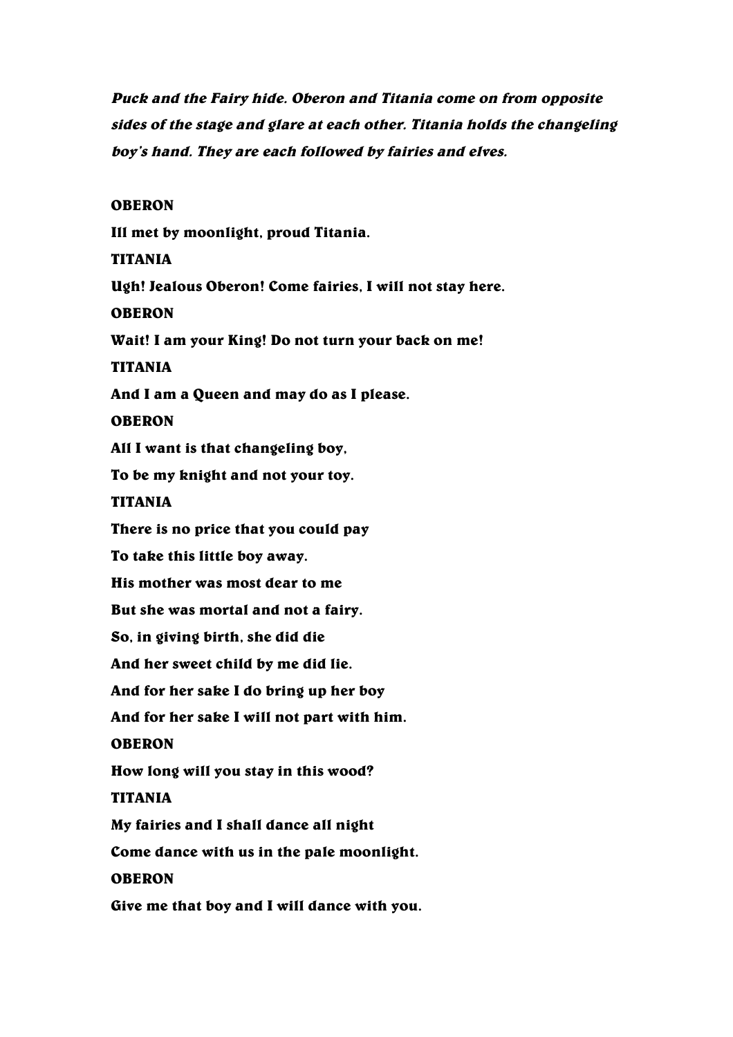***Puck and the Fairy hide. Oberon and Titania come on from opposite sides of the stage and glare at each other. Titania holds the changeling boy's hand. They are each followed by fairies and elves.***

**OBERON**

**Ill met by moonlight, proud Titania.**

**TITANIA**

**Ugh! Jealous Oberon! Come fairies, I will not stay here.**

**OBERON**

**Wait! I am your King! Do not turn your back on me!**

**TITANIA**

**And I am a Queen and may do as I please.**

**OBERON**

**All I want is that changeling boy,**

**To be my knight and not your toy.**

**TITANIA**

**There is no price that you could pay**

**To take this little boy away.**

**His mother was most dear to me**

**But she was mortal and not a fairy.**

**So, in giving birth, she did die**

**And her sweet child by me did lie.**

**And for her sake I do bring up her boy**

**And for her sake I will not part with him.**

**OBERON**

**How long will you stay in this wood?**

**TITANIA**

**My fairies and I shall dance all night**

**Come dance with us in the pale moonlight.**

**OBERON**

**Give me that boy and I will dance with you.**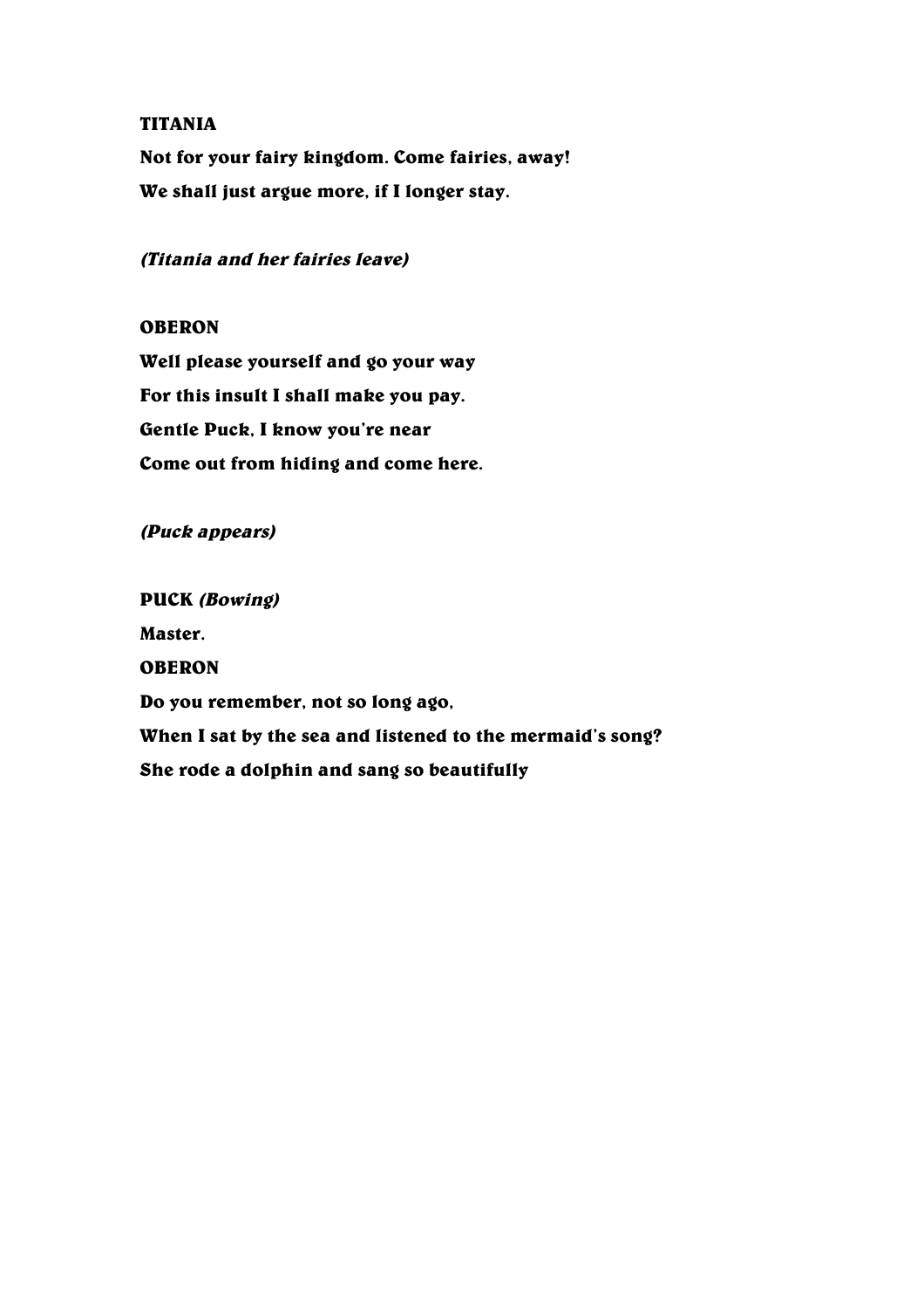**TITANIA**

**Not for your fairy kingdom. Come fairies, away!**
**We shall just argue more, if I longer stay.**

***(Titania and her fairies leave)***

**OBERON**

**Well please yourself and go your way**
**For this insult I shall make you pay.**
**Gentle Puck, I know you're near**
**Come out from hiding and come here.**

***(Puck appears)***

**PUCK** ***(Bowing)***

**Master.**

**OBERON**

**Do you remember, not so long ago,**
**When I sat by the sea and listened to the mermaid's song?**
**She rode a dolphin and sang so beautifully**